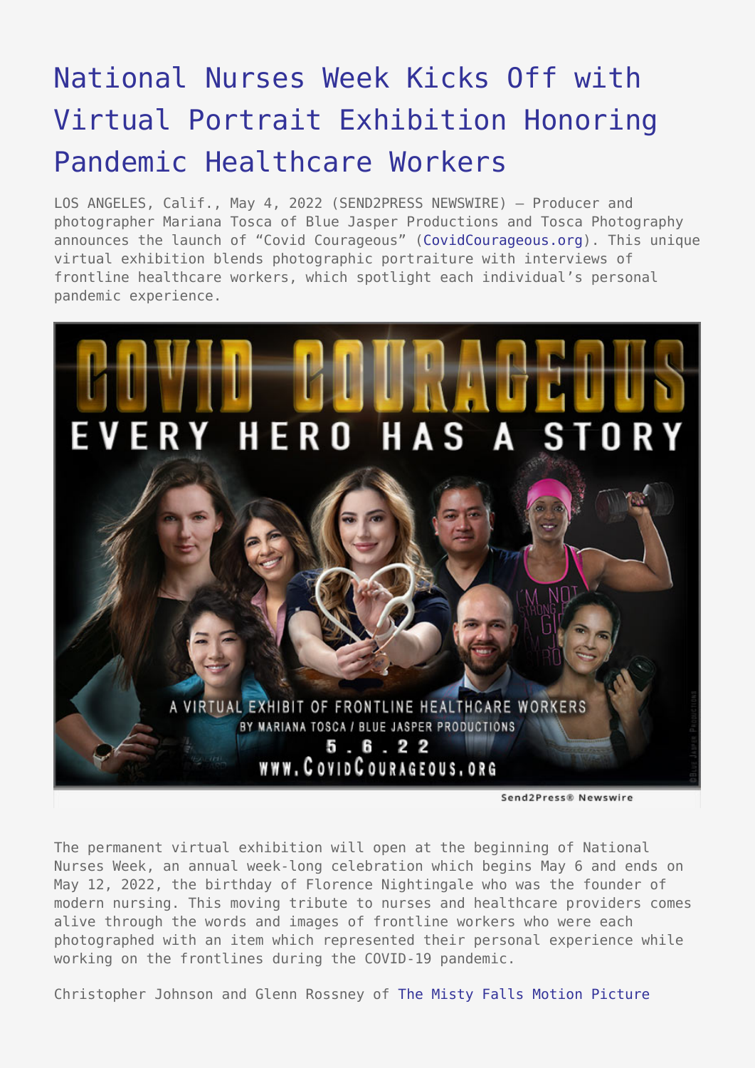# National Nurses Week Kicks Off with Virtual Portrait Exhibition Honoring Pandemic Healthcare Workers

LOS ANGELES, Calif., May 4, 2022 (SEND2PRESS NEWSWIRE) — Producer and photographer Mariana Tosca of Blue Jasper Productions and Tosca Photography announces the launch of "Covid Courageous" (CovidCourageous.org). This unique virtual exhibition blends photographic portraiture with interviews of frontline healthcare workers, which spotlight each individual's personal pandemic experience.

Send2Press® Newswire

The permanent virtual exhibition will open at the beginning of National Nurses Week, an annual week-long celebration which begins May 6 and ends on May 12, 2022, the birthday of Florence Nightingale who was the founder of modern nursing. This moving tribute to nurses and healthcare providers comes alive through the words and images of frontline workers who were each photographed with an item which represented their personal experience while working on the frontlines during the COVID-19 pandemic.

Christopher Johnson and Glenn Rossney of The Misty Falls Motion Picture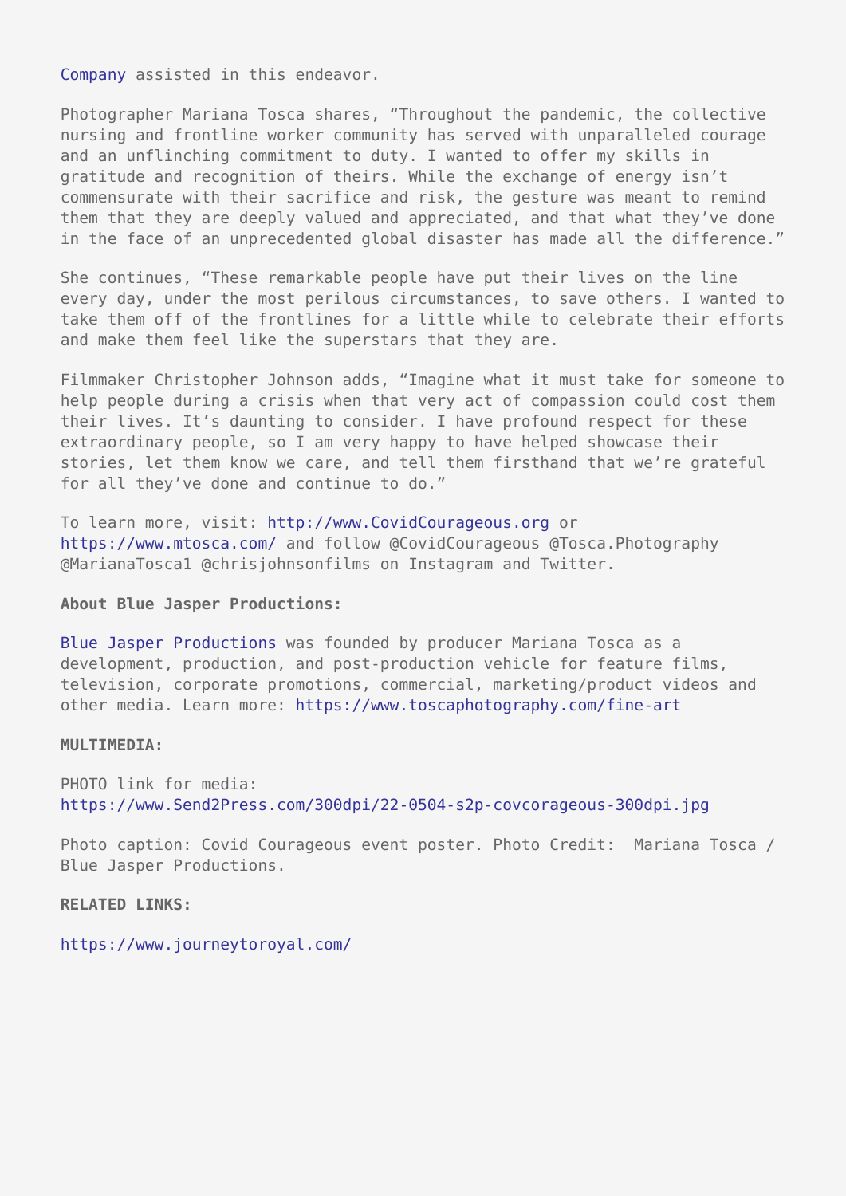Company assisted in this endeavor.

Photographer Mariana Tosca shares, “Throughout the pandemic, the collective nursing and frontline worker community has served with unparalleled courage and an unflinching commitment to duty. I wanted to offer my skills in gratitude and recognition of theirs. While the exchange of energy isn’t commensurate with their sacrifice and risk, the gesture was meant to remind them that they are deeply valued and appreciated, and that what they’ve done in the face of an unprecedented global disaster has made all the difference.”

She continues, “These remarkable people have put their lives on the line every day, under the most perilous circumstances, to save others. I wanted to take them off of the frontlines for a little while to celebrate their efforts and make them feel like the superstars that they are.

Filmmaker Christopher Johnson adds, “Imagine what it must take for someone to help people during a crisis when that very act of compassion could cost them their lives. It’s daunting to consider. I have profound respect for these extraordinary people, so I am very happy to have helped showcase their stories, let them know we care, and tell them firsthand that we’re grateful for all they’ve done and continue to do.”

To learn more, visit: http://www.CovidCourageous.org or https://www.mtosca.com/ and follow @CovidCourageous @Tosca.Photography @MarianaTosca1 @chrisjohnsonfilms on Instagram and Twitter.

**About Blue Jasper Productions:**

Blue Jasper Productions was founded by producer Mariana Tosca as a development, production, and post-production vehicle for feature films, television, corporate promotions, commercial, marketing/product videos and other media. Learn more: https://www.toscaphotography.com/fine-art

**MULTIMEDIA:**

PHOTO link for media: https://www.Send2Press.com/300dpi/22-0504-s2p-covcorageous-300dpi.jpg

Photo caption: Covid Courageous event poster. Photo Credit: Mariana Tosca / Blue Jasper Productions.

**RELATED LINKS:**

https://www.journeytoroyal.com/